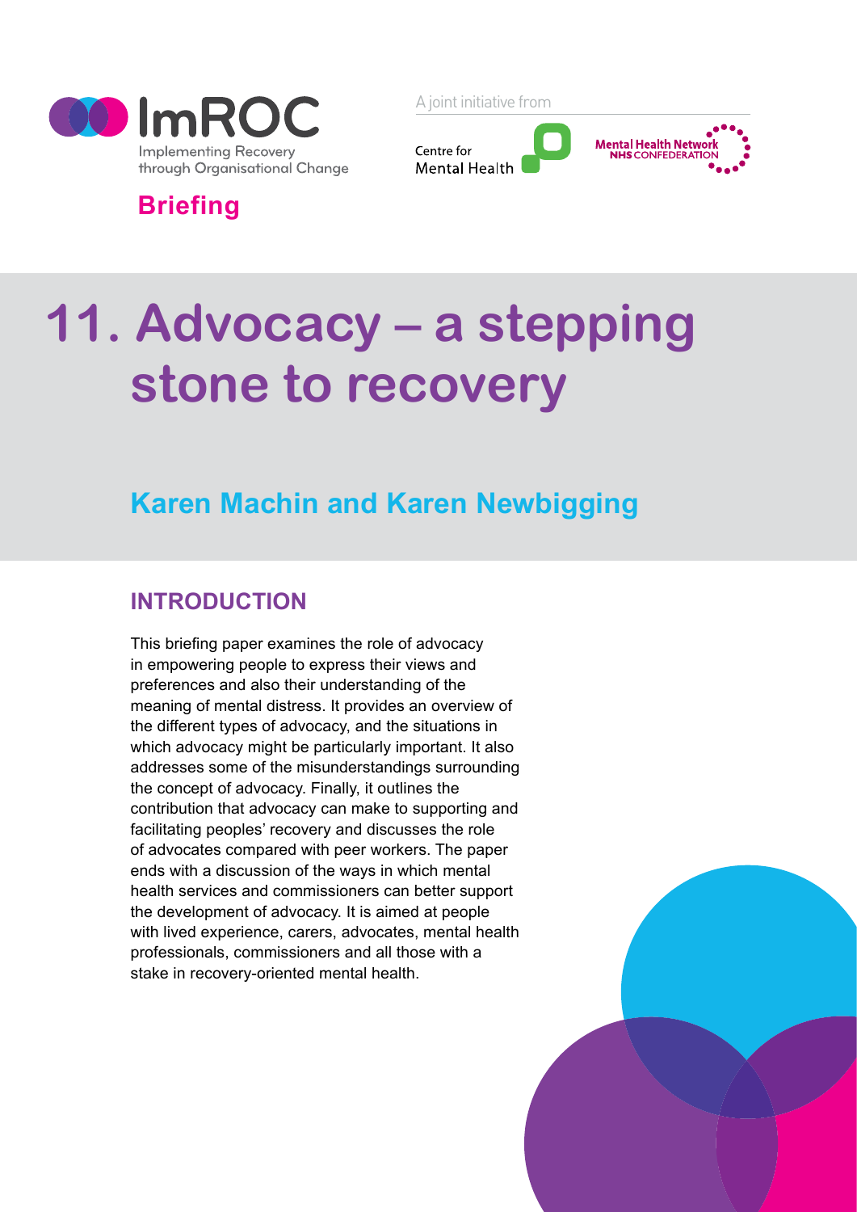ImROC

Implementing Recovery through Organisational Change

A joint initiative from

Centre for Mental Health

Mental Health Network NHS CONFEDERATION

**Briefing**

# 11. Advocacy – a stepping stone to recovery

## Karen Machin and Karen Newbigging

## INTRODUCTION

This briefing paper examines the role of advocacy in empowering people to express their views and preferences and also their understanding of the meaning of mental distress. It provides an overview of the different types of advocacy, and the situations in which advocacy might be particularly important. It also addresses some of the misunderstandings surrounding the concept of advocacy. Finally, it outlines the contribution that advocacy can make to supporting and facilitating peoples' recovery and discusses the role of advocates compared with peer workers. The paper ends with a discussion of the ways in which mental health services and commissioners can better support the development of advocacy. It is aimed at people with lived experience, carers, advocates, mental health professionals, commissioners and all those with a stake in recovery-oriented mental health.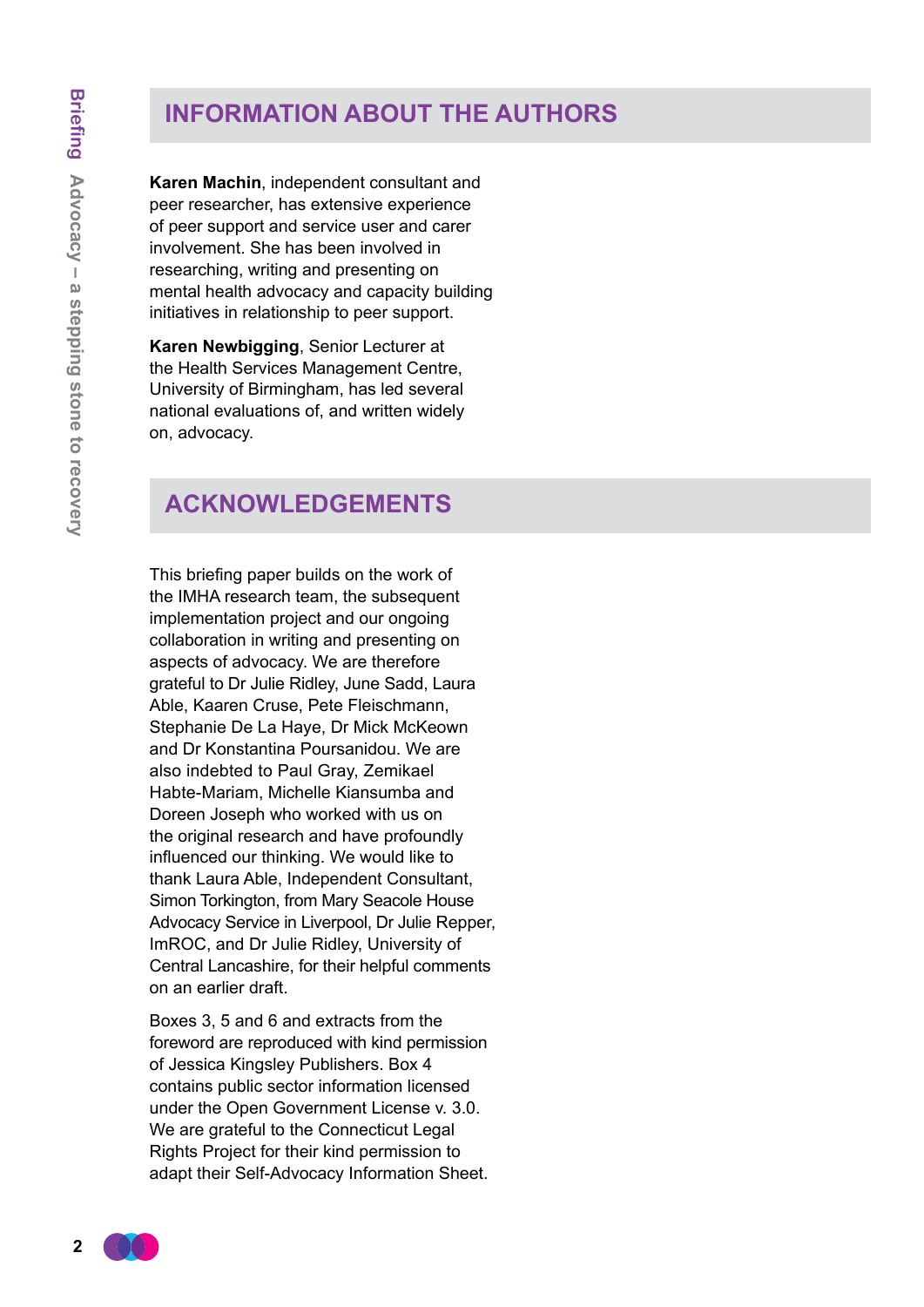## INFORMATION ABOUT THE AUTHORS

**Karen Machin**, independent consultant and peer researcher, has extensive experience of peer support and service user and carer involvement. She has been involved in researching, writing and presenting on mental health advocacy and capacity building initiatives in relationship to peer support.

**Karen Newbigging**, Senior Lecturer at the Health Services Management Centre, University of Birmingham, has led several national evaluations of, and written widely on, advocacy.

## ACKNOWLEDGEMENTS

This briefing paper builds on the work of the IMHA research team, the subsequent implementation project and our ongoing collaboration in writing and presenting on aspects of advocacy. We are therefore grateful to Dr Julie Ridley, June Sadd, Laura Able, Kaaren Cruse, Pete Fleischmann, Stephanie De La Haye, Dr Mick McKeown and Dr Konstantina Poursanidou. We are also indebted to Paul Gray, Zemikael Habte-Mariam, Michelle Kiansumba and Doreen Joseph who worked with us on the original research and have profoundly influenced our thinking. We would like to thank Laura Able, Independent Consultant, Simon Torkington, from Mary Seacole House Advocacy Service in Liverpool, Dr Julie Repper, ImROC, and Dr Julie Ridley, University of Central Lancashire, for their helpful comments on an earlier draft.

Boxes 3, 5 and 6 and extracts from the foreword are reproduced with kind permission of Jessica Kingsley Publishers. Box 4 contains public sector information licensed under the Open Government License v. 3.0. We are grateful to the Connecticut Legal Rights Project for their kind permission to adapt their Self-Advocacy Information Sheet.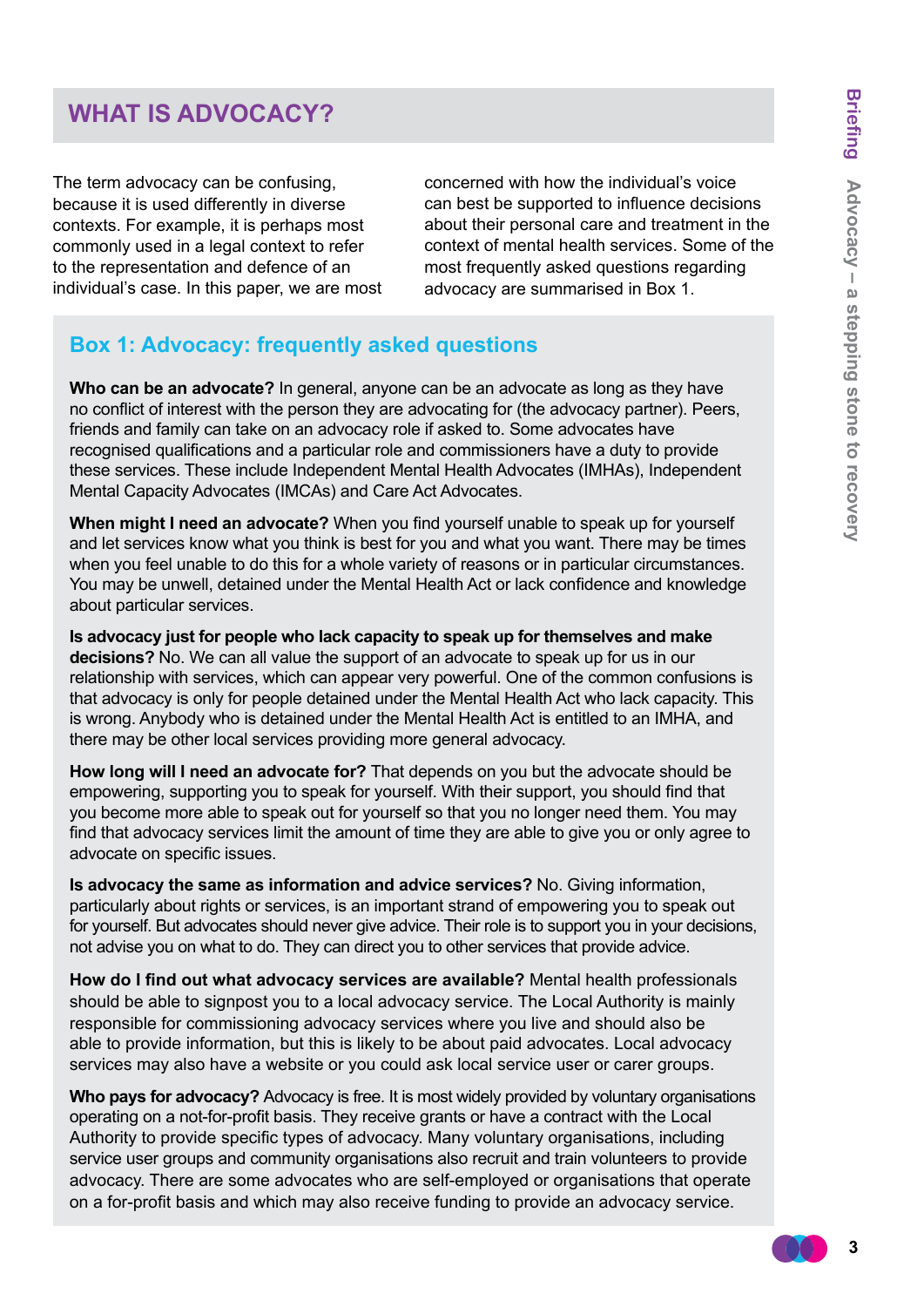## WHAT IS ADVOCACY?

The term advocacy can be confusing, because it is used differently in diverse contexts. For example, it is perhaps most commonly used in a legal context to refer to the representation and defence of an individual's case. In this paper, we are most concerned with how the individual's voice can best be supported to influence decisions about their personal care and treatment in the context of mental health services. Some of the most frequently asked questions regarding advocacy are summarised in Box 1.

### Box 1: Advocacy: frequently asked questions

**Who can be an advocate?** In general, anyone can be an advocate as long as they have no conflict of interest with the person they are advocating for (the advocacy partner). Peers, friends and family can take on an advocacy role if asked to. Some advocates have recognised qualifications and a particular role and commissioners have a duty to provide these services. These include Independent Mental Health Advocates (IMHAs), Independent Mental Capacity Advocates (IMCAs) and Care Act Advocates.

**When might I need an advocate?** When you find yourself unable to speak up for yourself and let services know what you think is best for you and what you want. There may be times when you feel unable to do this for a whole variety of reasons or in particular circumstances. You may be unwell, detained under the Mental Health Act or lack confidence and knowledge about particular services.

**Is advocacy just for people who lack capacity to speak up for themselves and make decisions?** No. We can all value the support of an advocate to speak up for us in our relationship with services, which can appear very powerful. One of the common confusions is that advocacy is only for people detained under the Mental Health Act who lack capacity. This is wrong. Anybody who is detained under the Mental Health Act is entitled to an IMHA, and there may be other local services providing more general advocacy.

**How long will I need an advocate for?** That depends on you but the advocate should be empowering, supporting you to speak for yourself. With their support, you should find that you become more able to speak out for yourself so that you no longer need them. You may find that advocacy services limit the amount of time they are able to give you or only agree to advocate on specific issues.

**Is advocacy the same as information and advice services?** No. Giving information, particularly about rights or services, is an important strand of empowering you to speak out for yourself. But advocates should never give advice. Their role is to support you in your decisions, not advise you on what to do. They can direct you to other services that provide advice.

**How do I find out what advocacy services are available?** Mental health professionals should be able to signpost you to a local advocacy service. The Local Authority is mainly responsible for commissioning advocacy services where you live and should also be able to provide information, but this is likely to be about paid advocates. Local advocacy services may also have a website or you could ask local service user or carer groups.

**Who pays for advocacy?** Advocacy is free. It is most widely provided by voluntary organisations operating on a not-for-profit basis. They receive grants or have a contract with the Local Authority to provide specific types of advocacy. Many voluntary organisations, including service user groups and community organisations also recruit and train volunteers to provide advocacy. There are some advocates who are self-employed or organisations that operate on a for-profit basis and which may also receive funding to provide an advocacy service.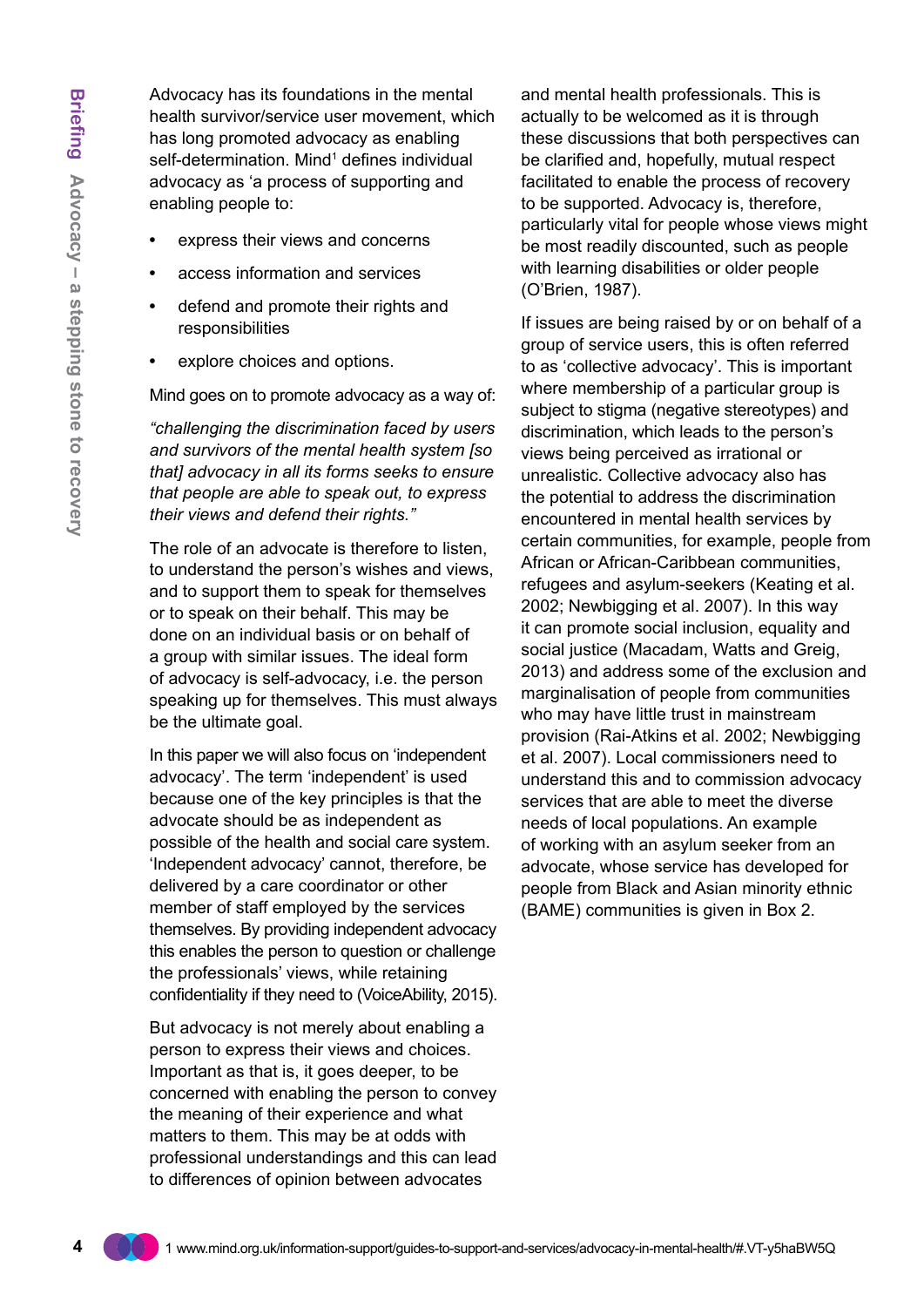Advocacy has its foundations in the mental health survivor/service user movement, which has long promoted advocacy as enabling self-determination. Mind[1] defines individual advocacy as 'a process of supporting and enabling people to:

- express their views and concerns
- access information and services
- defend and promote their rights and responsibilities
- explore choices and options.

Mind goes on to promote advocacy as a way of:

*"challenging the discrimination faced by users and survivors of the mental health system [so that] advocacy in all its forms seeks to ensure that people are able to speak out, to express their views and defend their rights."*

The role of an advocate is therefore to listen, to understand the person's wishes and views, and to support them to speak for themselves or to speak on their behalf. This may be done on an individual basis or on behalf of a group with similar issues. The ideal form of advocacy is self-advocacy, i.e. the person speaking up for themselves. This must always be the ultimate goal.

In this paper we will also focus on 'independent advocacy'. The term 'independent' is used because one of the key principles is that the advocate should be as independent as possible of the health and social care system. 'Independent advocacy' cannot, therefore, be delivered by a care coordinator or other member of staff employed by the services themselves. By providing independent advocacy this enables the person to question or challenge the professionals' views, while retaining confidentiality if they need to (VoiceAbility, 2015).

But advocacy is not merely about enabling a person to express their views and choices. Important as that is, it goes deeper, to be concerned with enabling the person to convey the meaning of their experience and what matters to them. This may be at odds with professional understandings and this can lead to differences of opinion between advocates and mental health professionals. This is actually to be welcomed as it is through these discussions that both perspectives can be clarified and, hopefully, mutual respect facilitated to enable the process of recovery to be supported. Advocacy is, therefore, particularly vital for people whose views might be most readily discounted, such as people with learning disabilities or older people (O'Brien, 1987).

If issues are being raised by or on behalf of a group of service users, this is often referred to as 'collective advocacy'. This is important where membership of a particular group is subject to stigma (negative stereotypes) and discrimination, which leads to the person's views being perceived as irrational or unrealistic. Collective advocacy also has the potential to address the discrimination encountered in mental health services by certain communities, for example, people from African or African-Caribbean communities, refugees and asylum-seekers (Keating et al. 2002; Newbigging et al. 2007). In this way it can promote social inclusion, equality and social justice (Macadam, Watts and Greig, 2013) and address some of the exclusion and marginalisation of people from communities who may have little trust in mainstream provision (Rai-Atkins et al. 2002; Newbigging et al. 2007). Local commissioners need to understand this and to commission advocacy services that are able to meet the diverse needs of local populations. An example of working with an asylum seeker from an advocate, whose service has developed for people from Black and Asian minority ethnic (BAME) communities is given in Box 2.

1 www.mind.org.uk/information-support/guides-to-support-and-services/advocacy-in-mental-health/#.VT-y5haBW5Q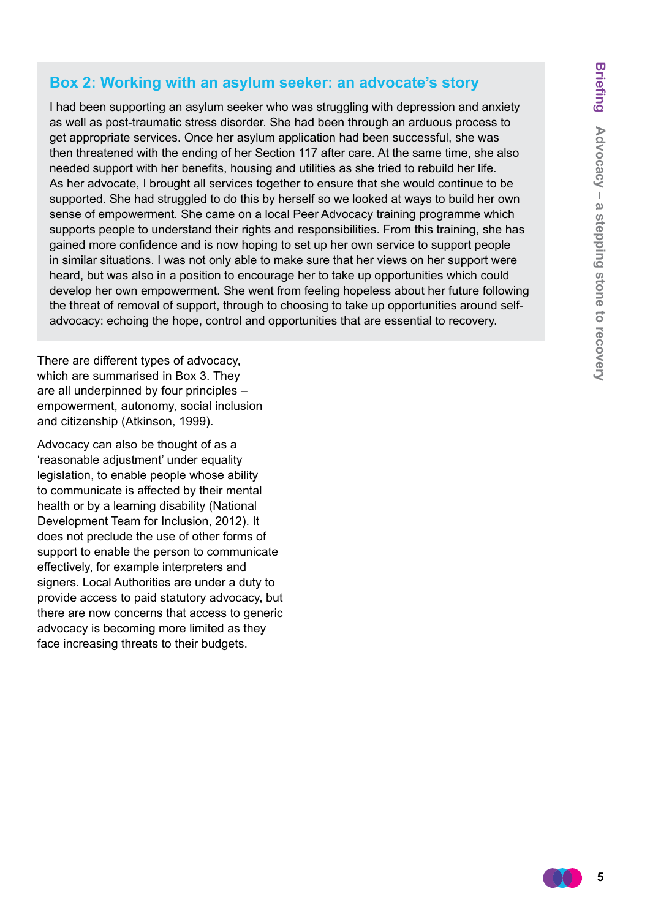## Box 2: Working with an asylum seeker: an advocate's story

I had been supporting an asylum seeker who was struggling with depression and anxiety as well as post-traumatic stress disorder. She had been through an arduous process to get appropriate services. Once her asylum application had been successful, she was then threatened with the ending of her Section 117 after care. At the same time, she also needed support with her benefits, housing and utilities as she tried to rebuild her life. As her advocate, I brought all services together to ensure that she would continue to be supported. She had struggled to do this by herself so we looked at ways to build her own sense of empowerment. She came on a local Peer Advocacy training programme which supports people to understand their rights and responsibilities. From this training, she has gained more confidence and is now hoping to set up her own service to support people in similar situations. I was not only able to make sure that her views on her support were heard, but was also in a position to encourage her to take up opportunities which could develop her own empowerment. She went from feeling hopeless about her future following the threat of removal of support, through to choosing to take up opportunities around self-advocacy: echoing the hope, control and opportunities that are essential to recovery.

There are different types of advocacy, which are summarised in Box 3. They are all underpinned by four principles – empowerment, autonomy, social inclusion and citizenship (Atkinson, 1999).

Advocacy can also be thought of as a 'reasonable adjustment' under equality legislation, to enable people whose ability to communicate is affected by their mental health or by a learning disability (National Development Team for Inclusion, 2012). It does not preclude the use of other forms of support to enable the person to communicate effectively, for example interpreters and signers. Local Authorities are under a duty to provide access to paid statutory advocacy, but there are now concerns that access to generic advocacy is becoming more limited as they face increasing threats to their budgets.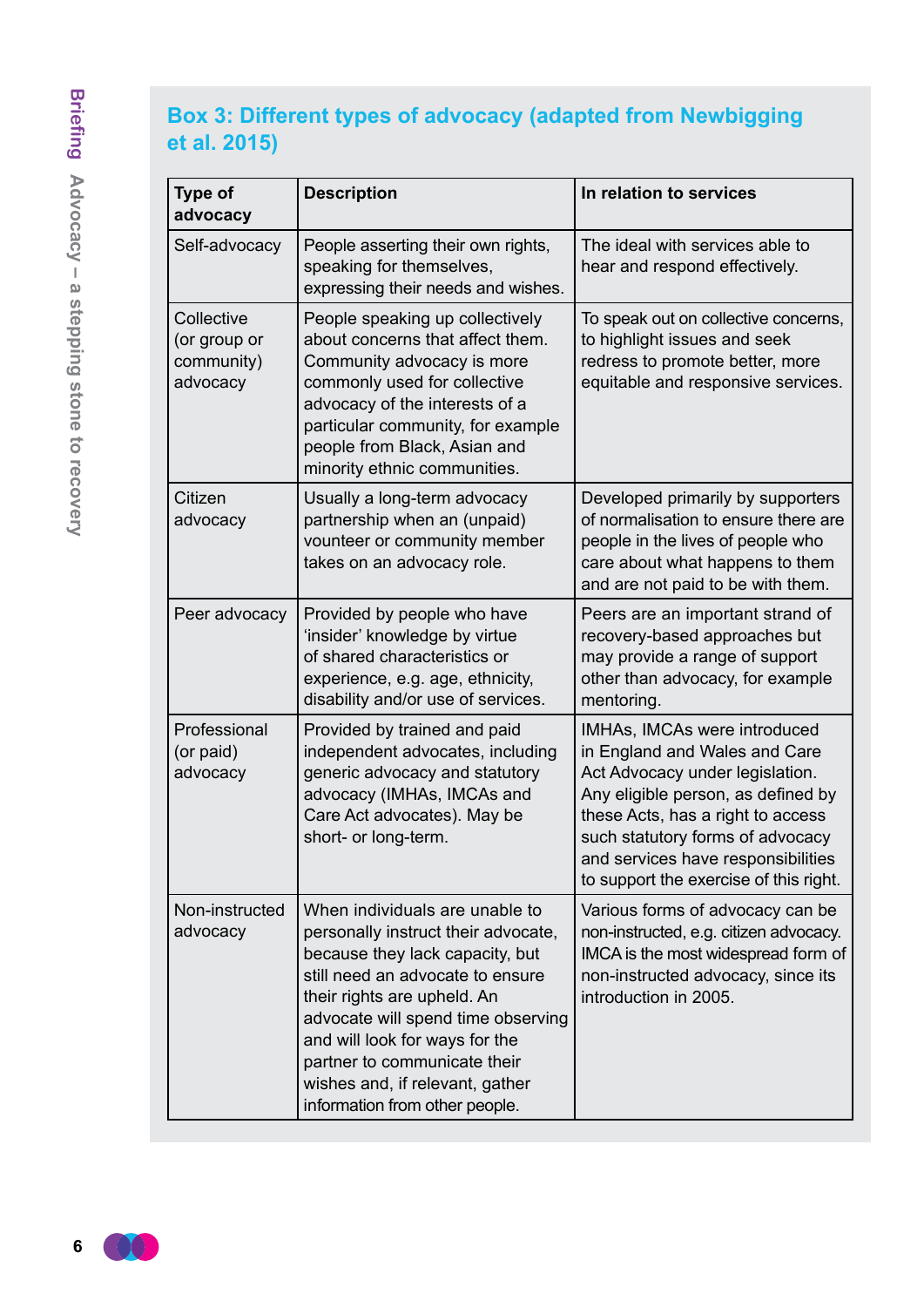### Box 3: Different types of advocacy (adapted from Newbigging et al. 2015)

| Type of advocacy | Description | In relation to services |
| --- | --- | --- |
| Self-advocacy | People asserting their own rights, speaking for themselves, expressing their needs and wishes. | The ideal with services able to hear and respond effectively. |
| Collective (or group or community) advocacy | People speaking up collectively about concerns that affect them. Community advocacy is more commonly used for collective advocacy of the interests of a particular community, for example people from Black, Asian and minority ethnic communities. | To speak out on collective concerns, to highlight issues and seek redress to promote better, more equitable and responsive services. |
| Citizen advocacy | Usually a long-term advocacy partnership when an (unpaid) vounteer or community member takes on an advocacy role. | Developed primarily by supporters of normalisation to ensure there are people in the lives of people who care about what happens to them and are not paid to be with them. |
| Peer advocacy | Provided by people who have 'insider' knowledge by virtue of shared characteristics or experience, e.g. age, ethnicity, disability and/or use of services. | Peers are an important strand of recovery-based approaches but may provide a range of support other than advocacy, for example mentoring. |
| Professional (or paid) advocacy | Provided by trained and paid independent advocates, including generic advocacy and statutory advocacy (IMHAs, IMCAs and Care Act advocates). May be short- or long-term. | IMHAs, IMCAs were introduced in England and Wales and Care Act Advocacy under legislation. Any eligible person, as defined by these Acts, has a right to access such statutory forms of advocacy and services have responsibilities to support the exercise of this right. |
| Non-instructed advocacy | When individuals are unable to personally instruct their advocate, because they lack capacity, but still need an advocate to ensure their rights are upheld. An advocate will spend time observing and will look for ways for the partner to communicate their wishes and, if relevant, gather information from other people. | Various forms of advocacy can be non-instructed, e.g. citizen advocacy. IMCA is the most widespread form of non-instructed advocacy, since its introduction in 2005. |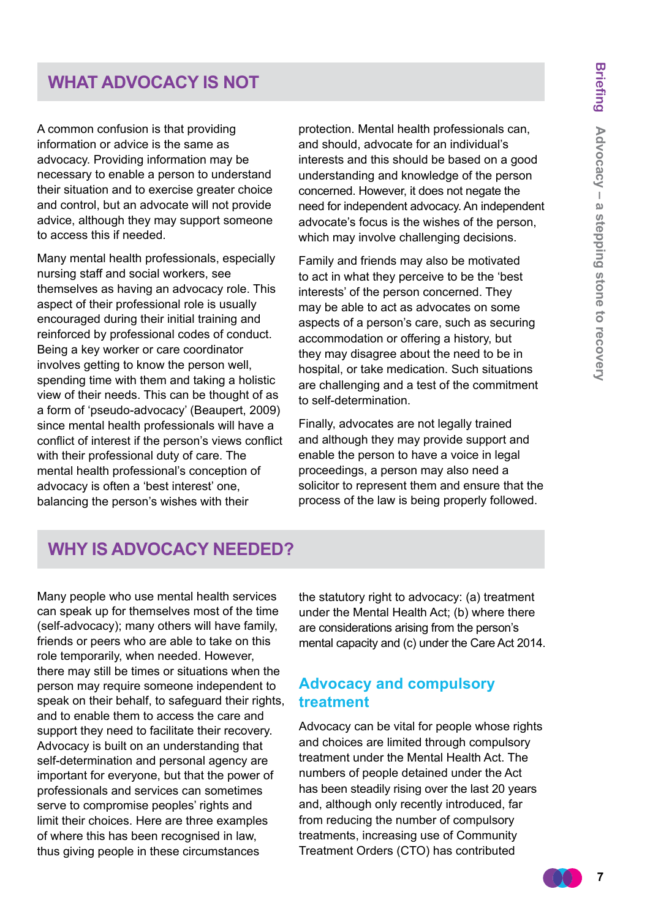## WHAT ADVOCACY IS NOT

A common confusion is that providing information or advice is the same as advocacy. Providing information may be necessary to enable a person to understand their situation and to exercise greater choice and control, but an advocate will not provide advice, although they may support someone to access this if needed.

Many mental health professionals, especially nursing staff and social workers, see themselves as having an advocacy role. This aspect of their professional role is usually encouraged during their initial training and reinforced by professional codes of conduct. Being a key worker or care coordinator involves getting to know the person well, spending time with them and taking a holistic view of their needs. This can be thought of as a form of 'pseudo-advocacy' (Beaupert, 2009) since mental health professionals will have a conflict of interest if the person's views conflict with their professional duty of care. The mental health professional's conception of advocacy is often a 'best interest' one, balancing the person's wishes with their protection. Mental health professionals can, and should, advocate for an individual's interests and this should be based on a good understanding and knowledge of the person concerned. However, it does not negate the need for independent advocacy. An independent advocate's focus is the wishes of the person, which may involve challenging decisions.

Family and friends may also be motivated to act in what they perceive to be the 'best interests' of the person concerned. They may be able to act as advocates on some aspects of a person's care, such as securing accommodation or offering a history, but they may disagree about the need to be in hospital, or take medication. Such situations are challenging and a test of the commitment to self-determination.

Finally, advocates are not legally trained and although they may provide support and enable the person to have a voice in legal proceedings, a person may also need a solicitor to represent them and ensure that the process of the law is being properly followed.

## WHY IS ADVOCACY NEEDED?

Many people who use mental health services can speak up for themselves most of the time (self-advocacy); many others will have family, friends or peers who are able to take on this role temporarily, when needed. However, there may still be times or situations when the person may require someone independent to speak on their behalf, to safeguard their rights, and to enable them to access the care and support they need to facilitate their recovery. Advocacy is built on an understanding that self-determination and personal agency are important for everyone, but that the power of professionals and services can sometimes serve to compromise peoples' rights and limit their choices. Here are three examples of where this has been recognised in law, thus giving people in these circumstances the statutory right to advocacy: (a) treatment under the Mental Health Act; (b) where there are considerations arising from the person's mental capacity and (c) under the Care Act 2014.

### Advocacy and compulsory treatment

Advocacy can be vital for people whose rights and choices are limited through compulsory treatment under the Mental Health Act. The numbers of people detained under the Act has been steadily rising over the last 20 years and, although only recently introduced, far from reducing the number of compulsory treatments, increasing use of Community Treatment Orders (CTO) has contributed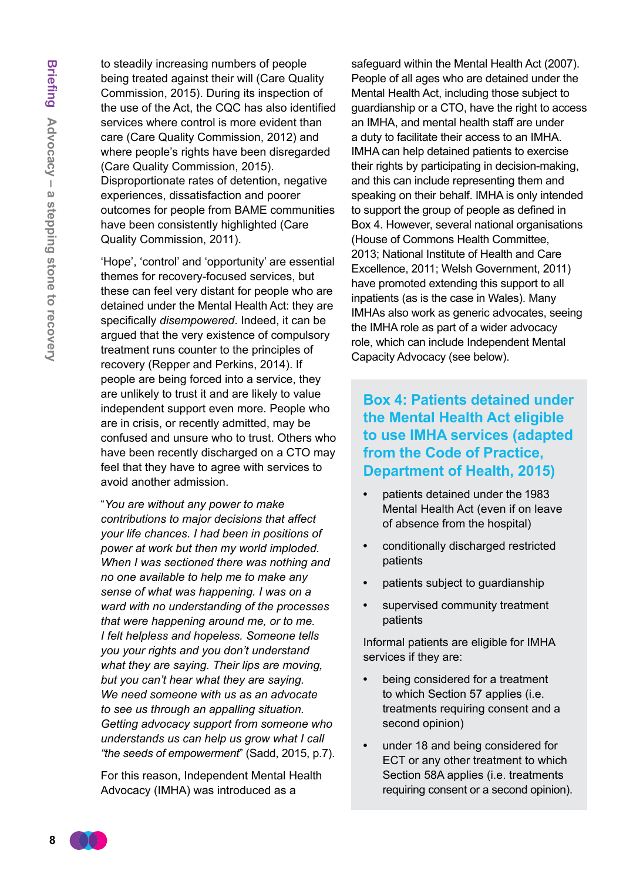to steadily increasing numbers of people being treated against their will (Care Quality Commission, 2015). During its inspection of the use of the Act, the CQC has also identified services where control is more evident than care (Care Quality Commission, 2012) and where people's rights have been disregarded (Care Quality Commission, 2015). Disproportionate rates of detention, negative experiences, dissatisfaction and poorer outcomes for people from BAME communities have been consistently highlighted (Care Quality Commission, 2011).

'Hope', 'control' and 'opportunity' are essential themes for recovery-focused services, but these can feel very distant for people who are detained under the Mental Health Act: they are specifically *disempowered*. Indeed, it can be argued that the very existence of compulsory treatment runs counter to the principles of recovery (Repper and Perkins, 2014). If people are being forced into a service, they are unlikely to trust it and are likely to value independent support even more. People who are in crisis, or recently admitted, may be confused and unsure who to trust. Others who have been recently discharged on a CTO may feel that they have to agree with services to avoid another admission.

"*You are without any power to make contributions to major decisions that affect your life chances. I had been in positions of power at work but then my world imploded. When I was sectioned there was nothing and no one available to help me to make any sense of what was happening. I was on a ward with no understanding of the processes that were happening around me, or to me. I felt helpless and hopeless. Someone tells you your rights and you don't understand what they are saying. Their lips are moving, but you can't hear what they are saying. We need someone with us as an advocate to see us through an appalling situation. Getting advocacy support from someone who understands us can help us grow what I call "the seeds of empowerment*" (Sadd, 2015, p.7).

For this reason, Independent Mental Health Advocacy (IMHA) was introduced as a safeguard within the Mental Health Act (2007). People of all ages who are detained under the Mental Health Act, including those subject to guardianship or a CTO, have the right to access an IMHA, and mental health staff are under a duty to facilitate their access to an IMHA. IMHA can help detained patients to exercise their rights by participating in decision-making, and this can include representing them and speaking on their behalf. IMHA is only intended to support the group of people as defined in Box 4. However, several national organisations (House of Commons Health Committee, 2013; National Institute of Health and Care Excellence, 2011; Welsh Government, 2011) have promoted extending this support to all inpatients (as is the case in Wales). Many IMHAs also work as generic advocates, seeing the IMHA role as part of a wider advocacy role, which can include Independent Mental Capacity Advocacy (see below).

## Box 4: Patients detained under the Mental Health Act eligible to use IMHA services (adapted from the Code of Practice, Department of Health, 2015)

- patients detained under the 1983 Mental Health Act (even if on leave of absence from the hospital)
- conditionally discharged restricted patients
- patients subject to guardianship
- supervised community treatment patients

Informal patients are eligible for IMHA services if they are:

- being considered for a treatment to which Section 57 applies (i.e. treatments requiring consent and a second opinion)
- under 18 and being considered for ECT or any other treatment to which Section 58A applies (i.e. treatments requiring consent or a second opinion).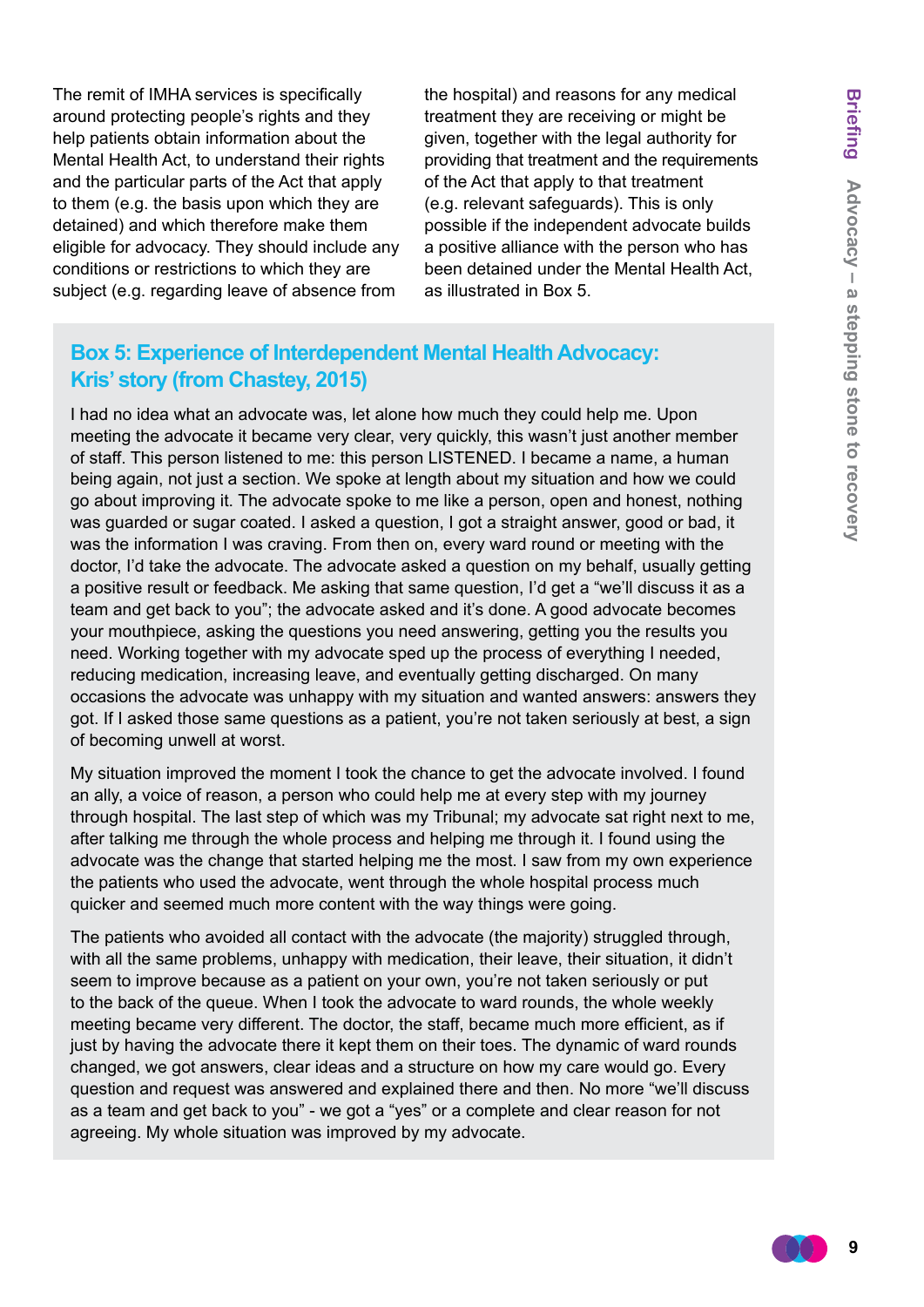The remit of IMHA services is specifically around protecting people's rights and they help patients obtain information about the Mental Health Act, to understand their rights and the particular parts of the Act that apply to them (e.g. the basis upon which they are detained) and which therefore make them eligible for advocacy. They should include any conditions or restrictions to which they are subject (e.g. regarding leave of absence from the hospital) and reasons for any medical treatment they are receiving or might be given, together with the legal authority for providing that treatment and the requirements of the Act that apply to that treatment (e.g. relevant safeguards). This is only possible if the independent advocate builds a positive alliance with the person who has been detained under the Mental Health Act, as illustrated in Box 5.

### Box 5: Experience of Interdependent Mental Health Advocacy: Kris' story (from Chastey, 2015)

I had no idea what an advocate was, let alone how much they could help me. Upon meeting the advocate it became very clear, very quickly, this wasn't just another member of staff. This person listened to me: this person LISTENED. I became a name, a human being again, not just a section. We spoke at length about my situation and how we could go about improving it. The advocate spoke to me like a person, open and honest, nothing was guarded or sugar coated. I asked a question, I got a straight answer, good or bad, it was the information I was craving. From then on, every ward round or meeting with the doctor, I'd take the advocate. The advocate asked a question on my behalf, usually getting a positive result or feedback. Me asking that same question, I'd get a "we'll discuss it as a team and get back to you"; the advocate asked and it's done. A good advocate becomes your mouthpiece, asking the questions you need answering, getting you the results you need. Working together with my advocate sped up the process of everything I needed, reducing medication, increasing leave, and eventually getting discharged. On many occasions the advocate was unhappy with my situation and wanted answers: answers they got. If I asked those same questions as a patient, you're not taken seriously at best, a sign of becoming unwell at worst.

My situation improved the moment I took the chance to get the advocate involved. I found an ally, a voice of reason, a person who could help me at every step with my journey through hospital. The last step of which was my Tribunal; my advocate sat right next to me, after talking me through the whole process and helping me through it. I found using the advocate was the change that started helping me the most. I saw from my own experience the patients who used the advocate, went through the whole hospital process much quicker and seemed much more content with the way things were going.

The patients who avoided all contact with the advocate (the majority) struggled through, with all the same problems, unhappy with medication, their leave, their situation, it didn't seem to improve because as a patient on your own, you're not taken seriously or put to the back of the queue. When I took the advocate to ward rounds, the whole weekly meeting became very different. The doctor, the staff, became much more efficient, as if just by having the advocate there it kept them on their toes. The dynamic of ward rounds changed, we got answers, clear ideas and a structure on how my care would go. Every question and request was answered and explained there and then. No more "we'll discuss as a team and get back to you" - we got a "yes" or a complete and clear reason for not agreeing. My whole situation was improved by my advocate.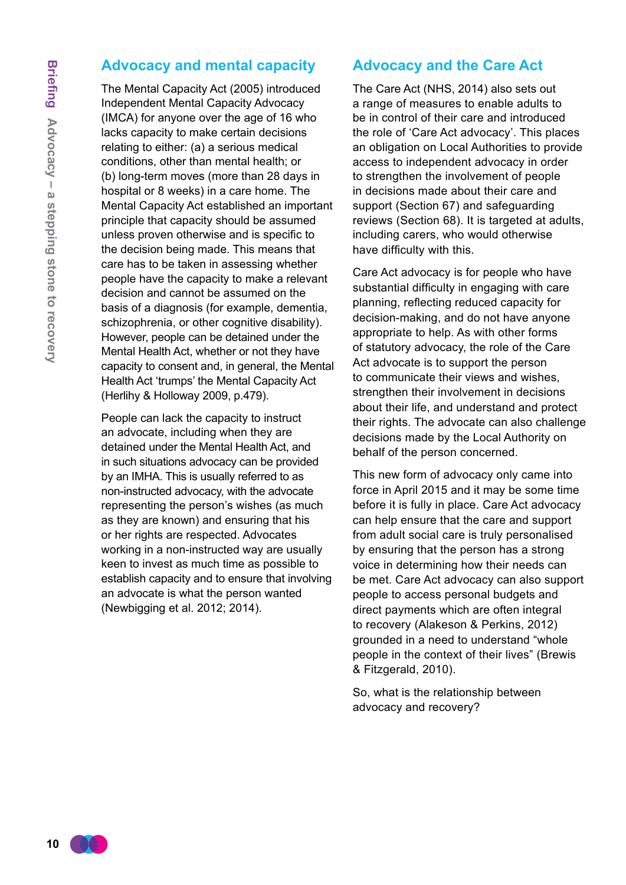## Advocacy and mental capacity

The Mental Capacity Act (2005) introduced Independent Mental Capacity Advocacy (IMCA) for anyone over the age of 16 who lacks capacity to make certain decisions relating to either: (a) a serious medical conditions, other than mental health; or (b) long-term moves (more than 28 days in hospital or 8 weeks) in a care home. The Mental Capacity Act established an important principle that capacity should be assumed unless proven otherwise and is specific to the decision being made. This means that care has to be taken in assessing whether people have the capacity to make a relevant decision and cannot be assumed on the basis of a diagnosis (for example, dementia, schizophrenia, or other cognitive disability). However, people can be detained under the Mental Health Act, whether or not they have capacity to consent and, in general, the Mental Health Act 'trumps' the Mental Capacity Act (Herlihy & Holloway 2009, p.479).

People can lack the capacity to instruct an advocate, including when they are detained under the Mental Health Act, and in such situations advocacy can be provided by an IMHA. This is usually referred to as non-instructed advocacy, with the advocate representing the person's wishes (as much as they are known) and ensuring that his or her rights are respected. Advocates working in a non-instructed way are usually keen to invest as much time as possible to establish capacity and to ensure that involving an advocate is what the person wanted (Newbigging et al. 2012; 2014).

## Advocacy and the Care Act

The Care Act (NHS, 2014) also sets out a range of measures to enable adults to be in control of their care and introduced the role of 'Care Act advocacy'. This places an obligation on Local Authorities to provide access to independent advocacy in order to strengthen the involvement of people in decisions made about their care and support (Section 67) and safeguarding reviews (Section 68). It is targeted at adults, including carers, who would otherwise have difficulty with this.

Care Act advocacy is for people who have substantial difficulty in engaging with care planning, reflecting reduced capacity for decision-making, and do not have anyone appropriate to help. As with other forms of statutory advocacy, the role of the Care Act advocate is to support the person to communicate their views and wishes, strengthen their involvement in decisions about their life, and understand and protect their rights. The advocate can also challenge decisions made by the Local Authority on behalf of the person concerned.

This new form of advocacy only came into force in April 2015 and it may be some time before it is fully in place. Care Act advocacy can help ensure that the care and support from adult social care is truly personalised by ensuring that the person has a strong voice in determining how their needs can be met. Care Act advocacy can also support people to access personal budgets and direct payments which are often integral to recovery (Alakeson & Perkins, 2012) grounded in a need to understand "whole people in the context of their lives" (Brewis & Fitzgerald, 2010).

So, what is the relationship between advocacy and recovery?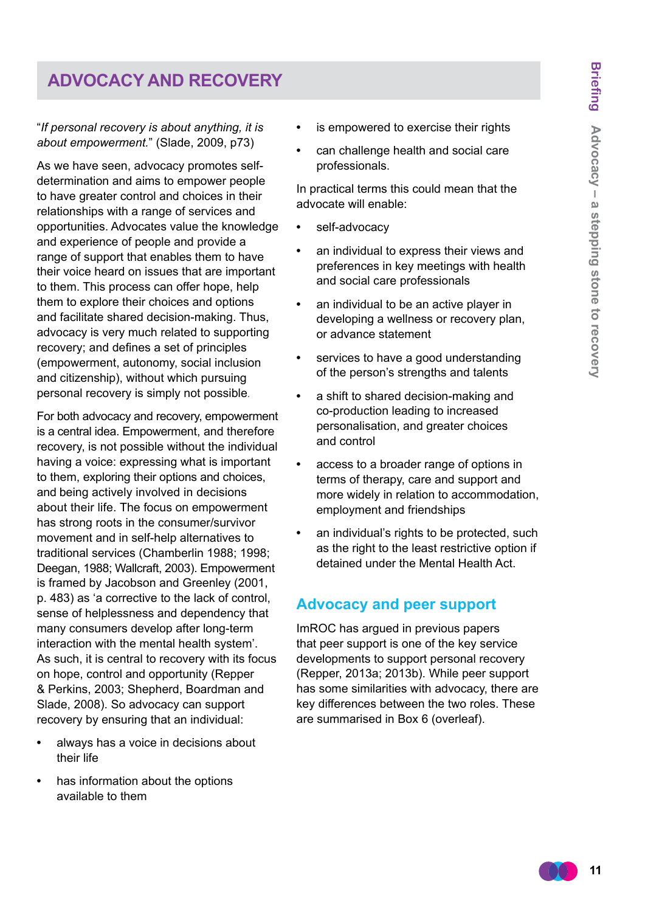## ADVOCACY AND RECOVERY

"*If personal recovery is about anything, it is about empowerment.*" (Slade, 2009, p73)

As we have seen, advocacy promotes self-determination and aims to empower people to have greater control and choices in their relationships with a range of services and opportunities. Advocates value the knowledge and experience of people and provide a range of support that enables them to have their voice heard on issues that are important to them. This process can offer hope, help them to explore their choices and options and facilitate shared decision-making. Thus, advocacy is very much related to supporting recovery; and defines a set of principles (empowerment, autonomy, social inclusion and citizenship), without which pursuing personal recovery is simply not possible.

For both advocacy and recovery, empowerment is a central idea. Empowerment, and therefore recovery, is not possible without the individual having a voice: expressing what is important to them, exploring their options and choices, and being actively involved in decisions about their life. The focus on empowerment has strong roots in the consumer/survivor movement and in self-help alternatives to traditional services (Chamberlin 1988; 1998; Deegan, 1988; Wallcraft, 2003). Empowerment is framed by Jacobson and Greenley (2001, p. 483) as 'a corrective to the lack of control, sense of helplessness and dependency that many consumers develop after long-term interaction with the mental health system'. As such, it is central to recovery with its focus on hope, control and opportunity (Repper & Perkins, 2003; Shepherd, Boardman and Slade, 2008). So advocacy can support recovery by ensuring that an individual:

- always has a voice in decisions about their life
- has information about the options available to them
- is empowered to exercise their rights
- can challenge health and social care professionals.

In practical terms this could mean that the advocate will enable:

- self-advocacy
- an individual to express their views and preferences in key meetings with health and social care professionals
- an individual to be an active player in developing a wellness or recovery plan, or advance statement
- services to have a good understanding of the person's strengths and talents
- a shift to shared decision-making and co-production leading to increased personalisation, and greater choices and control
- access to a broader range of options in terms of therapy, care and support and more widely in relation to accommodation, employment and friendships
- an individual's rights to be protected, such as the right to the least restrictive option if detained under the Mental Health Act.

### Advocacy and peer support

ImROC has argued in previous papers that peer support is one of the key service developments to support personal recovery (Repper, 2013a; 2013b). While peer support has some similarities with advocacy, there are key differences between the two roles. These are summarised in Box 6 (overleaf).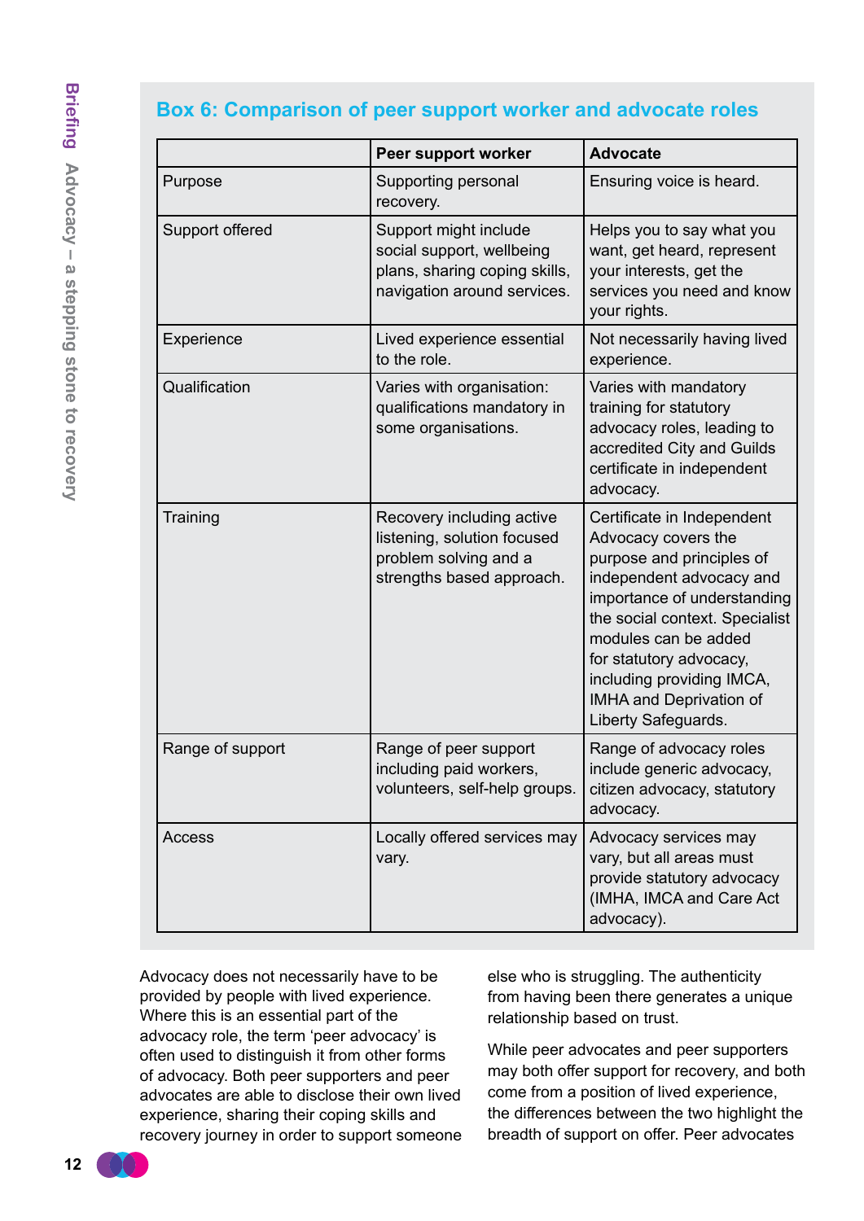## Box 6: Comparison of peer support worker and advocate roles

| | Peer support worker | Advocate |
|---|---|---|
| Purpose | Supporting personal recovery. | Ensuring voice is heard. |
| Support offered | Support might include social support, wellbeing plans, sharing coping skills, navigation around services. | Helps you to say what you want, get heard, represent your interests, get the services you need and know your rights. |
| Experience | Lived experience essential to the role. | Not necessarily having lived experience. |
| Qualification | Varies with organisation: qualifications mandatory in some organisations. | Varies with mandatory training for statutory advocacy roles, leading to accredited City and Guilds certificate in independent advocacy. |
| Training | Recovery including active listening, solution focused problem solving and a strengths based approach. | Certificate in Independent Advocacy covers the purpose and principles of independent advocacy and importance of understanding the social context. Specialist modules can be added for statutory advocacy, including providing IMCA, IMHA and Deprivation of Liberty Safeguards. |
| Range of support | Range of peer support including paid workers, volunteers, self-help groups. | Range of advocacy roles include generic advocacy, citizen advocacy, statutory advocacy. |
| Access | Locally offered services may vary. | Advocacy services may vary, but all areas must provide statutory advocacy (IMHA, IMCA and Care Act advocacy). |

Advocacy does not necessarily have to be provided by people with lived experience. Where this is an essential part of the advocacy role, the term 'peer advocacy' is often used to distinguish it from other forms of advocacy. Both peer supporters and peer advocates are able to disclose their own lived experience, sharing their coping skills and recovery journey in order to support someone else who is struggling. The authenticity from having been there generates a unique relationship based on trust.

While peer advocates and peer supporters may both offer support for recovery, and both come from a position of lived experience, the differences between the two highlight the breadth of support on offer. Peer advocates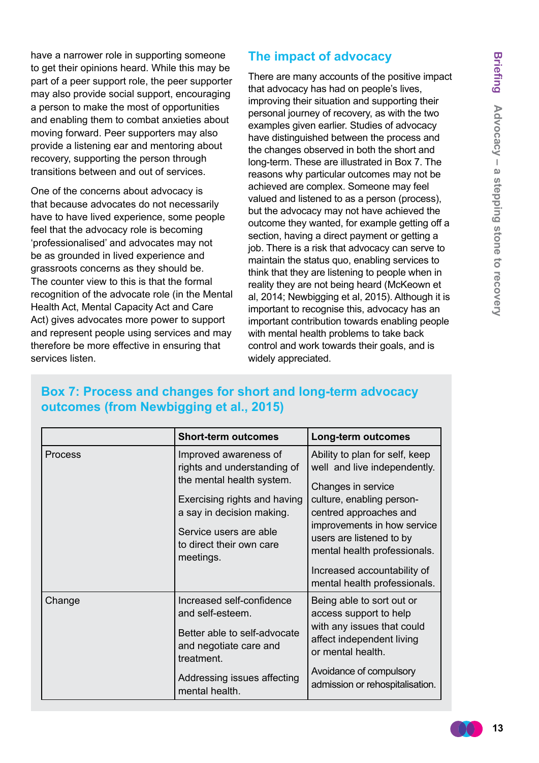have a narrower role in supporting someone to get their opinions heard. While this may be part of a peer support role, the peer supporter may also provide social support, encouraging a person to make the most of opportunities and enabling them to combat anxieties about moving forward. Peer supporters may also provide a listening ear and mentoring about recovery, supporting the person through transitions between and out of services.

One of the concerns about advocacy is that because advocates do not necessarily have to have lived experience, some people feel that the advocacy role is becoming 'professionalised' and advocates may not be as grounded in lived experience and grassroots concerns as they should be. The counter view to this is that the formal recognition of the advocate role (in the Mental Health Act, Mental Capacity Act and Care Act) gives advocates more power to support and represent people using services and may therefore be more effective in ensuring that services listen.

## The impact of advocacy

There are many accounts of the positive impact that advocacy has had on people's lives, improving their situation and supporting their personal journey of recovery, as with the two examples given earlier. Studies of advocacy have distinguished between the process and the changes observed in both the short and long-term. These are illustrated in Box 7. The reasons why particular outcomes may not be achieved are complex. Someone may feel valued and listened to as a person (process), but the advocacy may not have achieved the outcome they wanted, for example getting off a section, having a direct payment or getting a job. There is a risk that advocacy can serve to maintain the status quo, enabling services to think that they are listening to people when in reality they are not being heard (McKeown et al, 2014; Newbigging et al, 2015). Although it is important to recognise this, advocacy has an important contribution towards enabling people with mental health problems to take back control and work towards their goals, and is widely appreciated.

### Box 7: Process and changes for short and long-term advocacy outcomes (from Newbigging et al., 2015)

| | **Short-term outcomes** | **Long-term outcomes** |
|---|---|---|
| Process | Improved awareness of rights and understanding of the mental health system.<br><br>Exercising rights and having a say in decision making.<br><br>Service users are able to direct their own care meetings. | Ability to plan for self, keep well and live independently.<br><br>Changes in service culture, enabling person-centred approaches and improvements in how service users are listened to by mental health professionals.<br><br>Increased accountability of mental health professionals. |
| Change | Increased self-confidence and self-esteem.<br><br>Better able to self-advocate and negotiate care and treatment.<br><br>Addressing issues affecting mental health. | Being able to sort out or access support to help with any issues that could affect independent living or mental health.<br><br>Avoidance of compulsory admission or rehospitalisation. |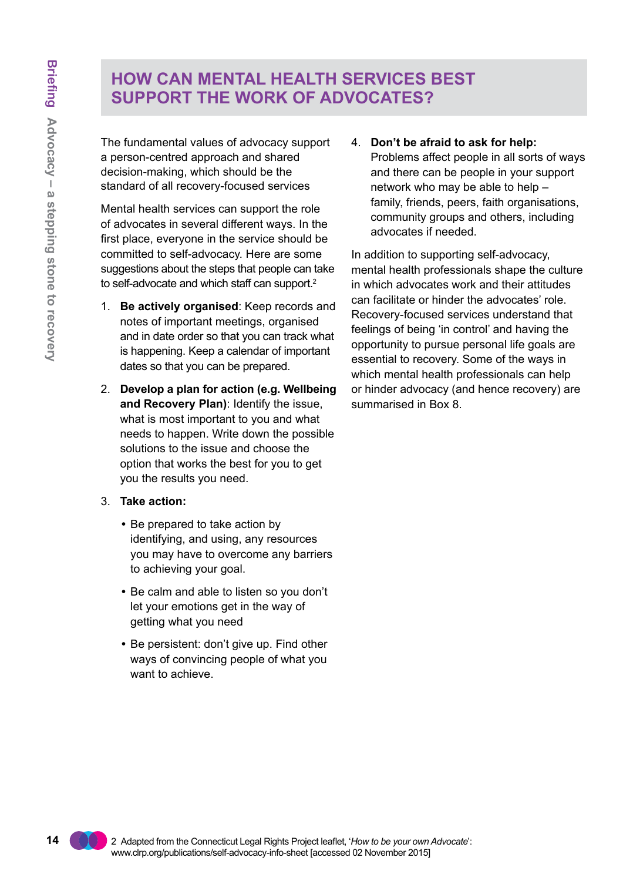## HOW CAN MENTAL HEALTH SERVICES BEST SUPPORT THE WORK OF ADVOCATES?

The fundamental values of advocacy support a person-centred approach and shared decision-making, which should be the standard of all recovery-focused services

Mental health services can support the role of advocates in several different ways. In the first place, everyone in the service should be committed to self-advocacy. Here are some suggestions about the steps that people can take to self-advocate and which staff can support.[2]

1. **Be actively organised**: Keep records and notes of important meetings, organised and in date order so that you can track what is happening. Keep a calendar of important dates so that you can be prepared.
2. **Develop a plan for action (e.g. Wellbeing and Recovery Plan)**: Identify the issue, what is most important to you and what needs to happen. Write down the possible solutions to the issue and choose the option that works the best for you to get you the results you need.
3. **Take action:**
   - Be prepared to take action by identifying, and using, any resources you may have to overcome any barriers to achieving your goal.
   - Be calm and able to listen so you don't let your emotions get in the way of getting what you need
   - Be persistent: don't give up. Find other ways of convincing people of what you want to achieve.
4. **Don't be afraid to ask for help:** Problems affect people in all sorts of ways and there can be people in your support network who may be able to help – family, friends, peers, faith organisations, community groups and others, including advocates if needed.

In addition to supporting self-advocacy, mental health professionals shape the culture in which advocates work and their attitudes can facilitate or hinder the advocates' role. Recovery-focused services understand that feelings of being 'in control' and having the opportunity to pursue personal life goals are essential to recovery. Some of the ways in which mental health professionals can help or hinder advocacy (and hence recovery) are summarised in Box 8.

2 Adapted from the Connecticut Legal Rights Project leaflet, '*How to be your own Advocate*': www.clrp.org/publications/self-advocacy-info-sheet [accessed 02 November 2015]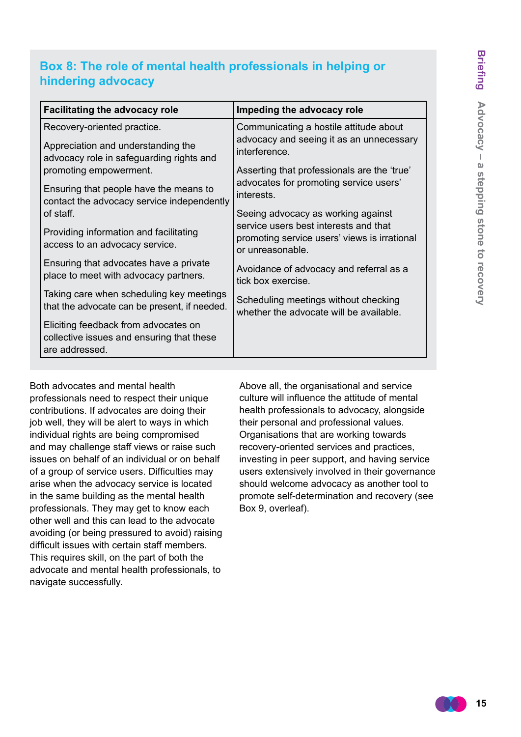### Box 8: The role of mental health professionals in helping or hindering advocacy

| Facilitating the advocacy role | Impeding the advocacy role |
|---|---|
| Recovery-oriented practice.<br><br>Appreciation and understanding the advocacy role in safeguarding rights and promoting empowerment.<br><br>Ensuring that people have the means to contact the advocacy service independently of staff.<br><br>Providing information and facilitating access to an advocacy service.<br><br>Ensuring that advocates have a private place to meet with advocacy partners.<br><br>Taking care when scheduling key meetings that the advocate can be present, if needed.<br><br>Eliciting feedback from advocates on collective issues and ensuring that these are addressed. | Communicating a hostile attitude about advocacy and seeing it as an unnecessary interference.<br><br>Asserting that professionals are the 'true' advocates for promoting service users' interests.<br><br>Seeing advocacy as working against service users best interests and that promoting service users' views is irrational or unreasonable.<br><br>Avoidance of advocacy and referral as a tick box exercise.<br><br>Scheduling meetings without checking whether the advocate will be available. |

Both advocates and mental health professionals need to respect their unique contributions. If advocates are doing their job well, they will be alert to ways in which individual rights are being compromised and may challenge staff views or raise such issues on behalf of an individual or on behalf of a group of service users. Difficulties may arise when the advocacy service is located in the same building as the mental health professionals. They may get to know each other well and this can lead to the advocate avoiding (or being pressured to avoid) raising difficult issues with certain staff members. This requires skill, on the part of both the advocate and mental health professionals, to navigate successfully.

Above all, the organisational and service culture will influence the attitude of mental health professionals to advocacy, alongside their personal and professional values. Organisations that are working towards recovery-oriented services and practices, investing in peer support, and having service users extensively involved in their governance should welcome advocacy as another tool to promote self-determination and recovery (see Box 9, overleaf).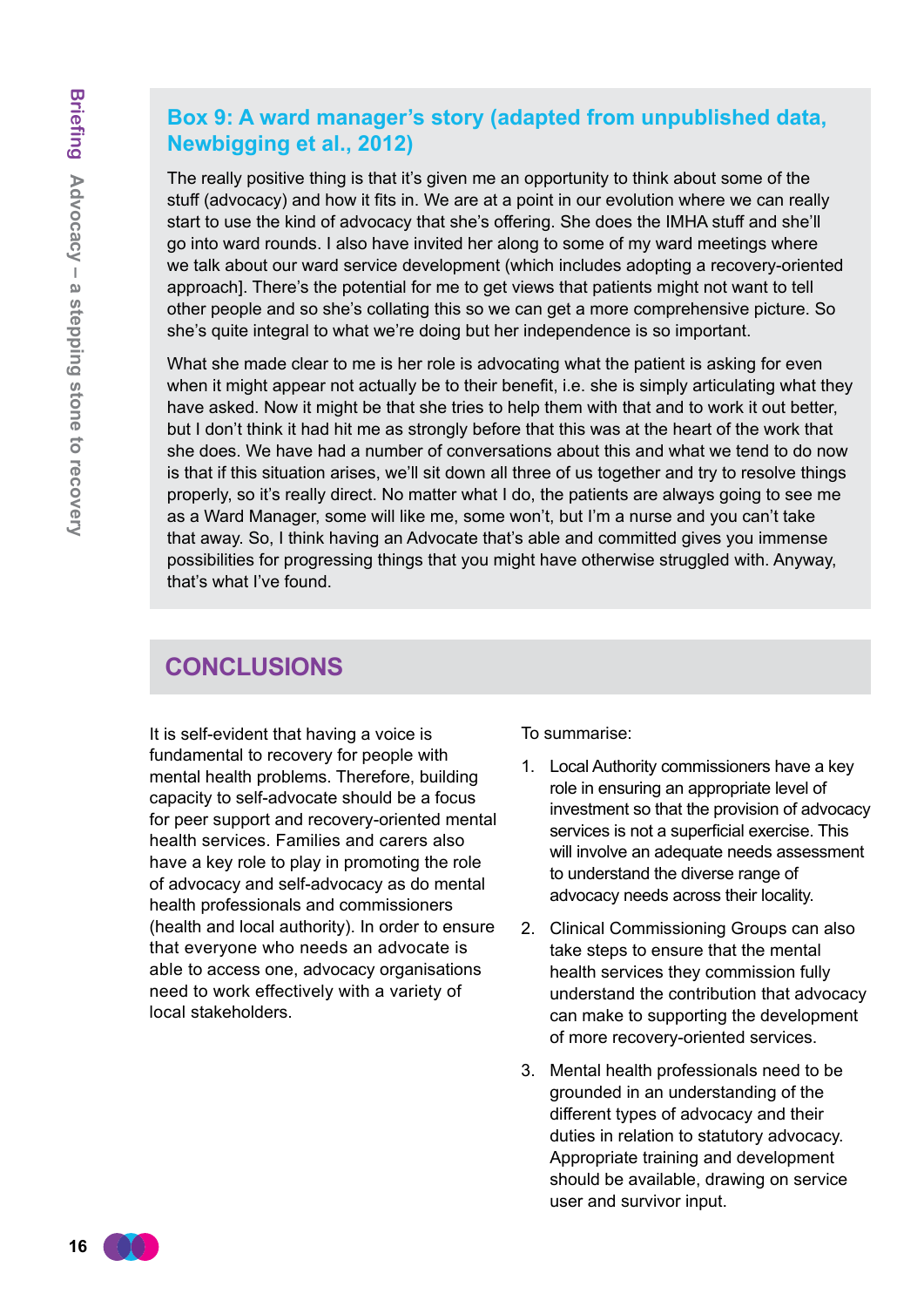### Box 9: A ward manager's story (adapted from unpublished data, Newbigging et al., 2012)

The really positive thing is that it's given me an opportunity to think about some of the stuff (advocacy) and how it fits in. We are at a point in our evolution where we can really start to use the kind of advocacy that she's offering. She does the IMHA stuff and she'll go into ward rounds. I also have invited her along to some of my ward meetings where we talk about our ward service development (which includes adopting a recovery-oriented approach]. There's the potential for me to get views that patients might not want to tell other people and so she's collating this so we can get a more comprehensive picture. So she's quite integral to what we're doing but her independence is so important.

What she made clear to me is her role is advocating what the patient is asking for even when it might appear not actually be to their benefit, i.e. she is simply articulating what they have asked. Now it might be that she tries to help them with that and to work it out better, but I don't think it had hit me as strongly before that this was at the heart of the work that she does. We have had a number of conversations about this and what we tend to do now is that if this situation arises, we'll sit down all three of us together and try to resolve things properly, so it's really direct. No matter what I do, the patients are always going to see me as a Ward Manager, some will like me, some won't, but I'm a nurse and you can't take that away. So, I think having an Advocate that's able and committed gives you immense possibilities for progressing things that you might have otherwise struggled with. Anyway, that's what I've found.

## CONCLUSIONS

It is self-evident that having a voice is fundamental to recovery for people with mental health problems. Therefore, building capacity to self-advocate should be a focus for peer support and recovery-oriented mental health services. Families and carers also have a key role to play in promoting the role of advocacy and self-advocacy as do mental health professionals and commissioners (health and local authority). In order to ensure that everyone who needs an advocate is able to access one, advocacy organisations need to work effectively with a variety of local stakeholders.

To summarise:

1. Local Authority commissioners have a key role in ensuring an appropriate level of investment so that the provision of advocacy services is not a superficial exercise. This will involve an adequate needs assessment to understand the diverse range of advocacy needs across their locality.
2. Clinical Commissioning Groups can also take steps to ensure that the mental health services they commission fully understand the contribution that advocacy can make to supporting the development of more recovery-oriented services.
3. Mental health professionals need to be grounded in an understanding of the different types of advocacy and their duties in relation to statutory advocacy. Appropriate training and development should be available, drawing on service user and survivor input.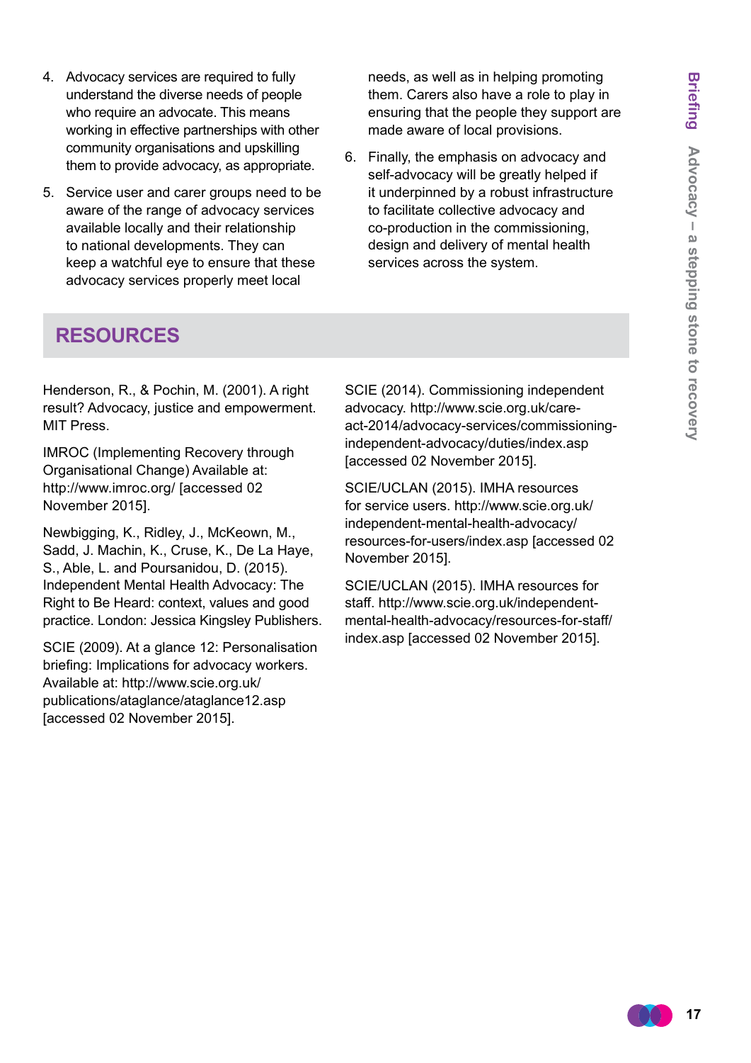4. Advocacy services are required to fully understand the diverse needs of people who require an advocate. This means working in effective partnerships with other community organisations and upskilling them to provide advocacy, as appropriate.

5. Service user and carer groups need to be aware of the range of advocacy services available locally and their relationship to national developments. They can keep a watchful eye to ensure that these advocacy services properly meet local needs, as well as in helping promoting them. Carers also have a role to play in ensuring that the people they support are made aware of local provisions.

6. Finally, the emphasis on advocacy and self-advocacy will be greatly helped if it underpinned by a robust infrastructure to facilitate collective advocacy and co-production in the commissioning, design and delivery of mental health services across the system.

## RESOURCES

Henderson, R., & Pochin, M. (2001). A right result? Advocacy, justice and empowerment. MIT Press.

IMROC (Implementing Recovery through Organisational Change) Available at: http://www.imroc.org/ [accessed 02 November 2015].

Newbigging, K., Ridley, J., McKeown, M., Sadd, J. Machin, K., Cruse, K., De La Haye, S., Able, L. and Poursanidou, D. (2015). Independent Mental Health Advocacy: The Right to Be Heard: context, values and good practice. London: Jessica Kingsley Publishers.

SCIE (2009). At a glance 12: Personalisation briefing: Implications for advocacy workers. Available at: http://www.scie.org.uk/publications/ataglance/ataglance12.asp [accessed 02 November 2015].

SCIE (2014). Commissioning independent advocacy. http://www.scie.org.uk/care-act-2014/advocacy-services/commissioning-independent-advocacy/duties/index.asp [accessed 02 November 2015].

SCIE/UCLAN (2015). IMHA resources for service users. http://www.scie.org.uk/independent-mental-health-advocacy/resources-for-users/index.asp [accessed 02 November 2015].

SCIE/UCLAN (2015). IMHA resources for staff. http://www.scie.org.uk/independent-mental-health-advocacy/resources-for-staff/index.asp [accessed 02 November 2015].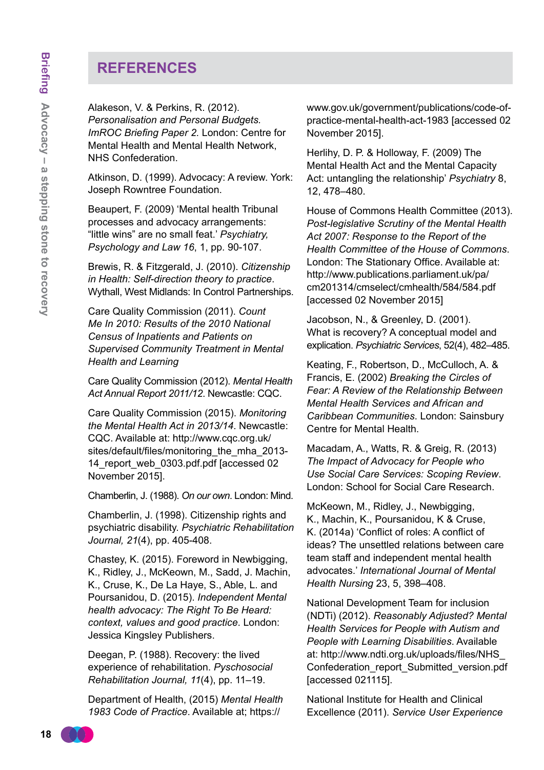## REFERENCES

Alakeson, V. & Perkins, R. (2012). *Personalisation and Personal Budgets. ImROC Briefing Paper 2.* London: Centre for Mental Health and Mental Health Network, NHS Confederation.

Atkinson, D. (1999). Advocacy: A review. York: Joseph Rowntree Foundation.

Beaupert, F. (2009) 'Mental health Tribunal processes and advocacy arrangements: "little wins" are no small feat.' *Psychiatry, Psychology and Law 16*, 1, pp. 90-107.

Brewis, R. & Fitzgerald, J. (2010). *Citizenship in Health: Self-direction theory to practice*. Wythall, West Midlands: In Control Partnerships.

Care Quality Commission (2011). *Count Me In 2010: Results of the 2010 National Census of Inpatients and Patients on Supervised Community Treatment in Mental Health and Learning*

Care Quality Commission (2012). *Mental Health Act Annual Report 2011/12*. Newcastle: CQC.

Care Quality Commission (2015). *Monitoring the Mental Health Act in 2013/14*. Newcastle: CQC. Available at: http://www.cqc.org.uk/sites/default/files/monitoring_the_mha_2013-14_report_web_0303.pdf.pdf [accessed 02 November 2015].

Chamberlin, J. (1988). *On our own*. London: Mind.

Chamberlin, J. (1998). Citizenship rights and psychiatric disability. *Psychiatric Rehabilitation Journal, 21*(4), pp. 405-408.

Chastey, K. (2015). Foreword in Newbigging, K., Ridley, J., McKeown, M., Sadd, J. Machin, K., Cruse, K., De La Haye, S., Able, L. and Poursanidou, D. (2015). *Independent Mental health advocacy: The Right To Be Heard: context, values and good practice*. London: Jessica Kingsley Publishers.

Deegan, P. (1988). Recovery: the lived experience of rehabilitation. *Pyschosocial Rehabilitation Journal, 11*(4), pp. 11–19.

Department of Health, (2015) *Mental Health 1983 Code of Practice*. Available at; https://www.gov.uk/government/publications/code-of-practice-mental-health-act-1983 [accessed 02 November 2015].

Herlihy, D. P. & Holloway, F. (2009) The Mental Health Act and the Mental Capacity Act: untangling the relationship' *Psychiatry* 8, 12, 478–480.

House of Commons Health Committee (2013). *Post-legislative Scrutiny of the Mental Health Act 2007: Response to the Report of the Health Committee of the House of Commons*. London: The Stationary Office. Available at: http://www.publications.parliament.uk/pa/cm201314/cmselect/cmhealth/584/584.pdf [accessed 02 November 2015]

Jacobson, N., & Greenley, D. (2001). What is recovery? A conceptual model and explication. *Psychiatric Services*, 52(4), 482–485.

Keating, F., Robertson, D., McCulloch, A. & Francis, E. (2002) *Breaking the Circles of Fear: A Review of the Relationship Between Mental Health Services and African and Caribbean Communities*. London: Sainsbury Centre for Mental Health.

Macadam, A., Watts, R. & Greig, R. (2013) *The Impact of Advocacy for People who Use Social Care Services: Scoping Review*. London: School for Social Care Research.

McKeown, M., Ridley, J., Newbigging, K., Machin, K., Poursanidou, K & Cruse, K. (2014a) 'Conflict of roles: A conflict of ideas? The unsettled relations between care team staff and independent mental health advocates.' *International Journal of Mental Health Nursing* 23, 5, 398–408.

National Development Team for inclusion (NDTi) (2012). *Reasonably Adjusted? Mental Health Services for People with Autism and People with Learning Disabilities*. Available at: http://www.ndti.org.uk/uploads/files/NHS_Confederation_report_Submitted_version.pdf [accessed 021115].

National Institute for Health and Clinical Excellence (2011). *Service User Experience*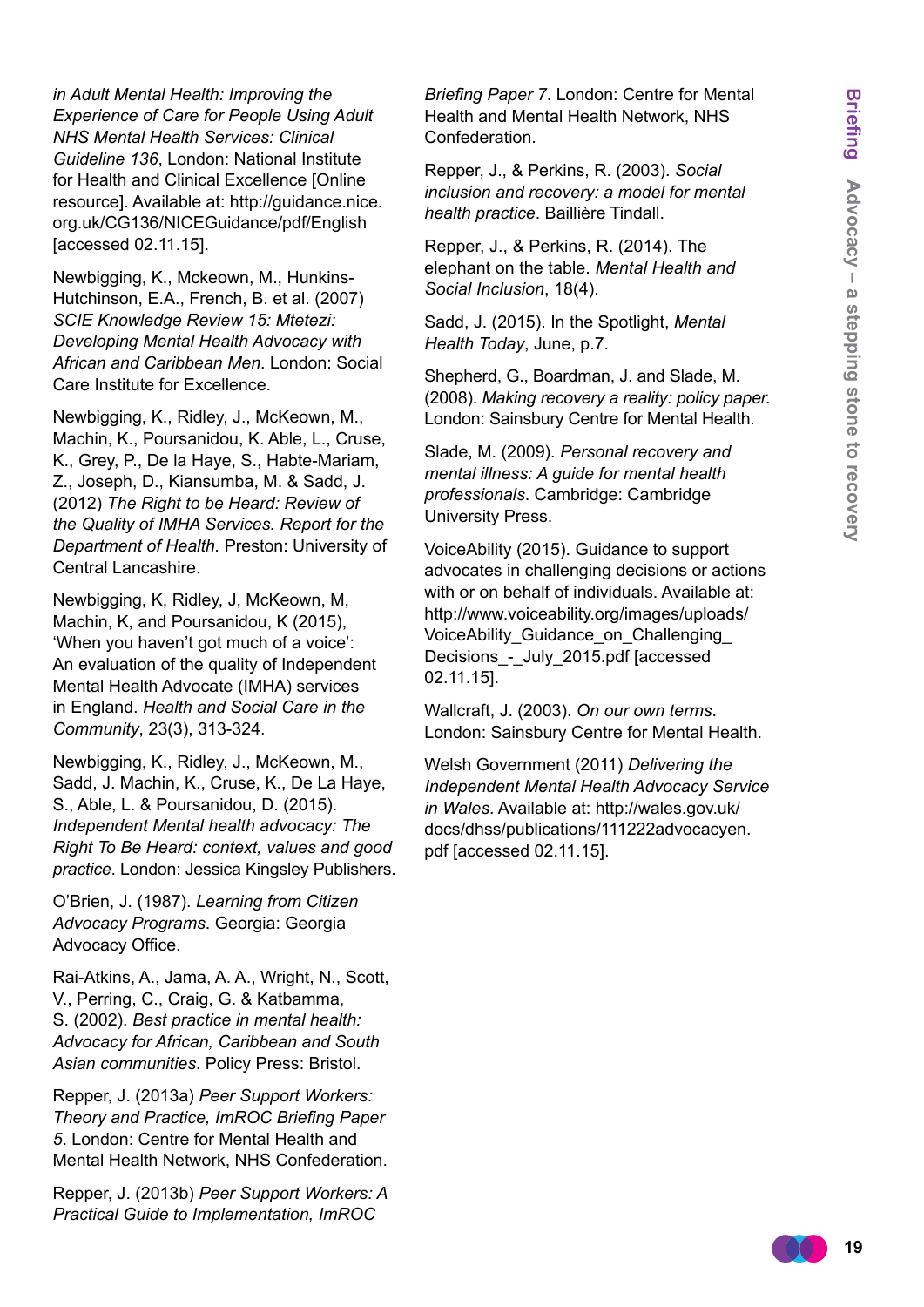*in Adult Mental Health: Improving the Experience of Care for People Using Adult NHS Mental Health Services: Clinical Guideline 136*, London: National Institute for Health and Clinical Excellence [Online resource]. Available at: http://guidance.nice.org.uk/CG136/NICEGuidance/pdf/English [accessed 02.11.15].

Newbigging, K., Mckeown, M., Hunkins-Hutchinson, E.A., French, B. et al. (2007) *SCIE Knowledge Review 15: Mtetezi: Developing Mental Health Advocacy with African and Caribbean Men*. London: Social Care Institute for Excellence.

Newbigging, K., Ridley, J., McKeown, M., Machin, K., Poursanidou, K. Able, L., Cruse, K., Grey, P., De la Haye, S., Habte-Mariam, Z., Joseph, D., Kiansumba, M. & Sadd, J. (2012) *The Right to be Heard: Review of the Quality of IMHA Services. Report for the Department of Health.* Preston: University of Central Lancashire.

Newbigging, K, Ridley, J, McKeown, M, Machin, K, and Poursanidou, K (2015), 'When you haven't got much of a voice': An evaluation of the quality of Independent Mental Health Advocate (IMHA) services in England. *Health and Social Care in the Community*, 23(3), 313-324.

Newbigging, K., Ridley, J., McKeown, M., Sadd, J. Machin, K., Cruse, K., De La Haye, S., Able, L. & Poursanidou, D. (2015). *Independent Mental health advocacy: The Right To Be Heard: context, values and good practice*. London: Jessica Kingsley Publishers.

O'Brien, J. (1987). *Learning from Citizen Advocacy Programs*. Georgia: Georgia Advocacy Office.

Rai-Atkins, A., Jama, A. A., Wright, N., Scott, V., Perring, C., Craig, G. & Katbamma, S. (2002). *Best practice in mental health: Advocacy for African, Caribbean and South Asian communities*. Policy Press: Bristol.

Repper, J. (2013a) *Peer Support Workers: Theory and Practice, ImROC Briefing Paper 5*. London: Centre for Mental Health and Mental Health Network, NHS Confederation.

Repper, J. (2013b) *Peer Support Workers: A Practical Guide to Implementation, ImROC Briefing Paper 7*. London: Centre for Mental Health and Mental Health Network, NHS Confederation.

Repper, J., & Perkins, R. (2003). *Social inclusion and recovery: a model for mental health practice*. Baillière Tindall.

Repper, J., & Perkins, R. (2014). The elephant on the table. *Mental Health and Social Inclusion*, 18(4).

Sadd, J. (2015). In the Spotlight, *Mental Health Today*, June, p.7.

Shepherd, G., Boardman, J. and Slade, M. (2008). *Making recovery a reality: policy paper.* London: Sainsbury Centre for Mental Health.

Slade, M. (2009). *Personal recovery and mental illness: A guide for mental health professionals.* Cambridge: Cambridge University Press.

VoiceAbility (2015). Guidance to support advocates in challenging decisions or actions with or on behalf of individuals. Available at: http://www.voiceability.org/images/uploads/VoiceAbility_Guidance_on_Challenging_Decisions_-_July_2015.pdf [accessed 02.11.15].

Wallcraft, J. (2003). *On our own terms*. London: Sainsbury Centre for Mental Health.

Welsh Government (2011) *Delivering the Independent Mental Health Advocacy Service in Wales*. Available at: http://wales.gov.uk/docs/dhss/publications/111222advocacyen.pdf [accessed 02.11.15].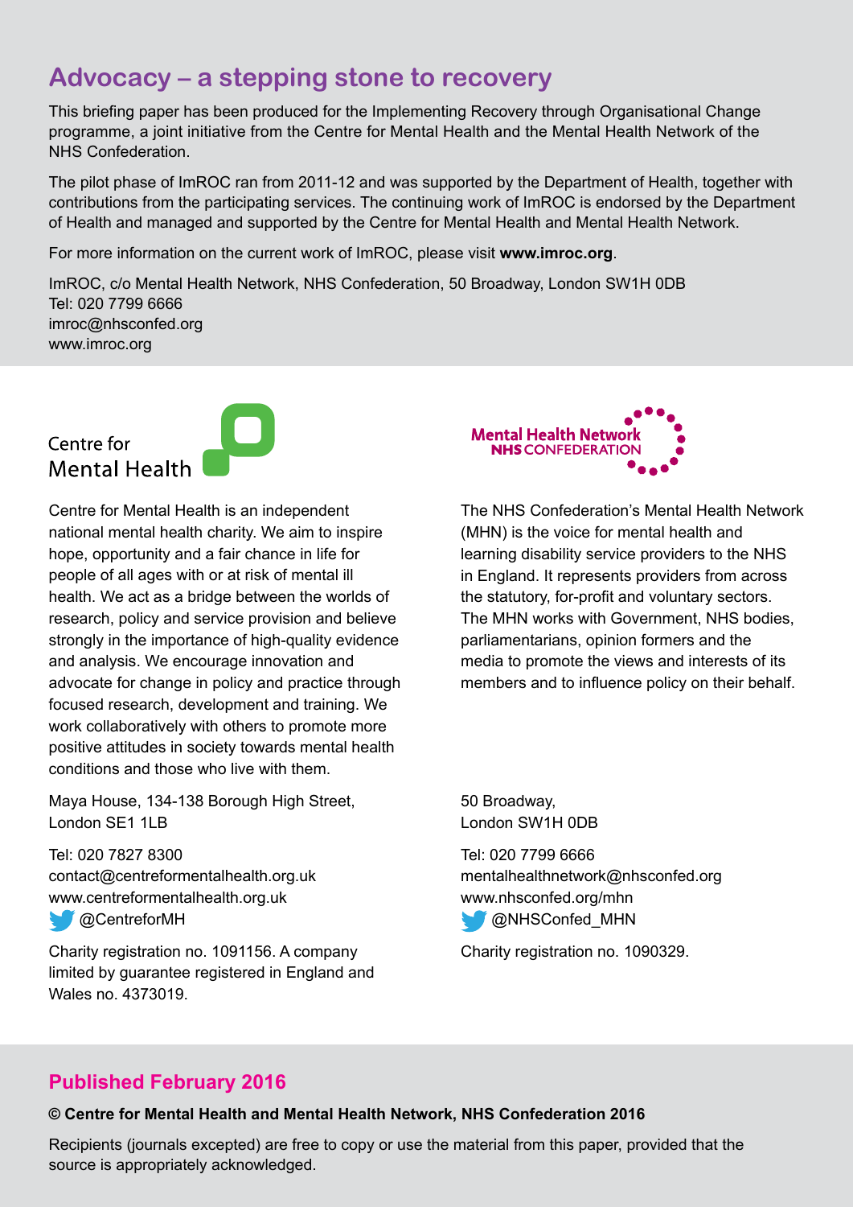## Advocacy – a stepping stone to recovery

This briefing paper has been produced for the Implementing Recovery through Organisational Change programme, a joint initiative from the Centre for Mental Health and the Mental Health Network of the NHS Confederation.

The pilot phase of ImROC ran from 2011-12 and was supported by the Department of Health, together with contributions from the participating services. The continuing work of ImROC is endorsed by the Department of Health and managed and supported by the Centre for Mental Health and Mental Health Network.

For more information on the current work of ImROC, please visit **www.imroc.org**.

ImROC, c/o Mental Health Network, NHS Confederation, 50 Broadway, London SW1H 0DB
Tel: 020 7799 6666
imroc@nhsconfed.org
www.imroc.org

Centre for Mental Health

Centre for Mental Health is an independent national mental health charity. We aim to inspire hope, opportunity and a fair chance in life for people of all ages with or at risk of mental ill health. We act as a bridge between the worlds of research, policy and service provision and believe strongly in the importance of high-quality evidence and analysis. We encourage innovation and advocate for change in policy and practice through focused research, development and training. We work collaboratively with others to promote more positive attitudes in society towards mental health conditions and those who live with them.

Maya House, 134-138 Borough High Street,
London SE1 1LB

Tel: 020 7827 8300
contact@centreformentalhealth.org.uk
www.centreformentalhealth.org.uk
@CentreforMH

Charity registration no. 1091156. A company limited by guarantee registered in England and Wales no. 4373019.

Mental Health Network NHS CONFEDERATION

The NHS Confederation's Mental Health Network (MHN) is the voice for mental health and learning disability service providers to the NHS in England. It represents providers from across the statutory, for-profit and voluntary sectors. The MHN works with Government, NHS bodies, parliamentarians, opinion formers and the media to promote the views and interests of its members and to influence policy on their behalf.

50 Broadway,
London SW1H 0DB

Tel: 020 7799 6666
mentalhealthnetwork@nhsconfed.org
www.nhsconfed.org/mhn
@NHSConfed_MHN

Charity registration no. 1090329.

### Published February 2016

**© Centre for Mental Health and Mental Health Network, NHS Confederation 2016**

Recipients (journals excepted) are free to copy or use the material from this paper, provided that the source is appropriately acknowledged.